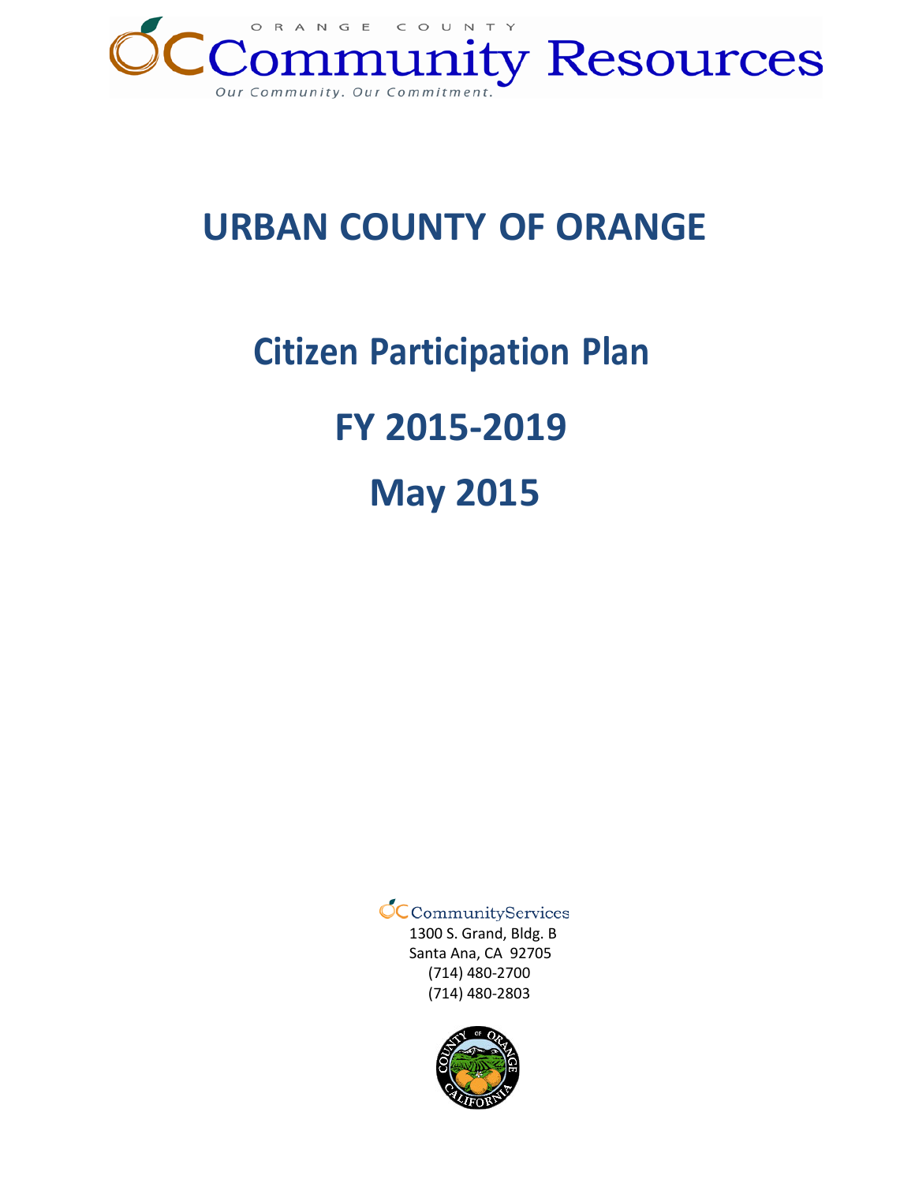ORANGE COUNTY

OC Community Resources

*Our Community. Our Commitment.*

# URBAN COUNTY OF ORANGE

## Citizen Participation Plan

## FY 2015-2019

## May 2015

OC CommunityServices
1300 S. Grand, Bldg. B
Santa Ana, CA 92705
(714) 480-2700
(714) 480-2803

COUNTY OF ORANGE CALIFORNIA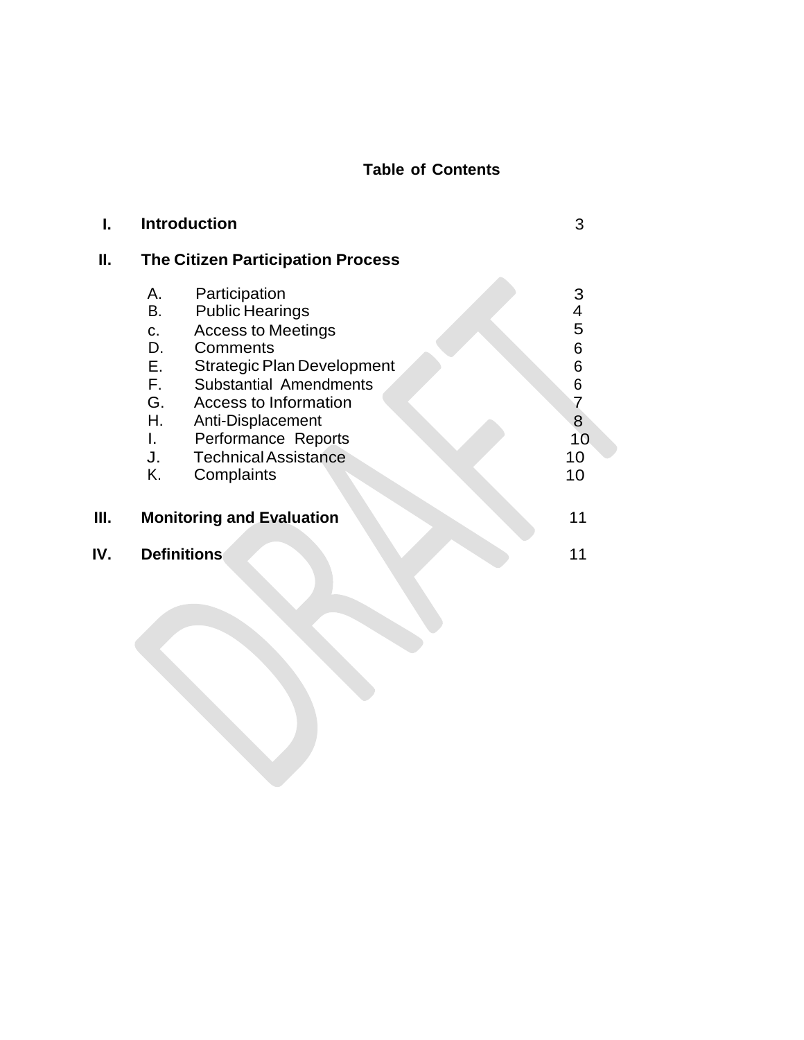## Table of Contents

| | | |
|---|---|---|
| **I.** | **Introduction** | 3 |
| **II.** | **The Citizen Participation Process** | |
| | A. Participation | 3 |
| | B. Public Hearings | 4 |
| | c. Access to Meetings | 5 |
| | D. Comments | 6 |
| | E. Strategic Plan Development | 6 |
| | F. Substantial Amendments | 6 |
| | G. Access to Information | 7 |
| | H. Anti-Displacement | 8 |
| | I. Performance Reports | 10 |
| | J. Technical Assistance | 10 |
| | K. Complaints | 10 |
| **III.** | **Monitoring and Evaluation** | 11 |
| **IV.** | **Definitions** | 11 |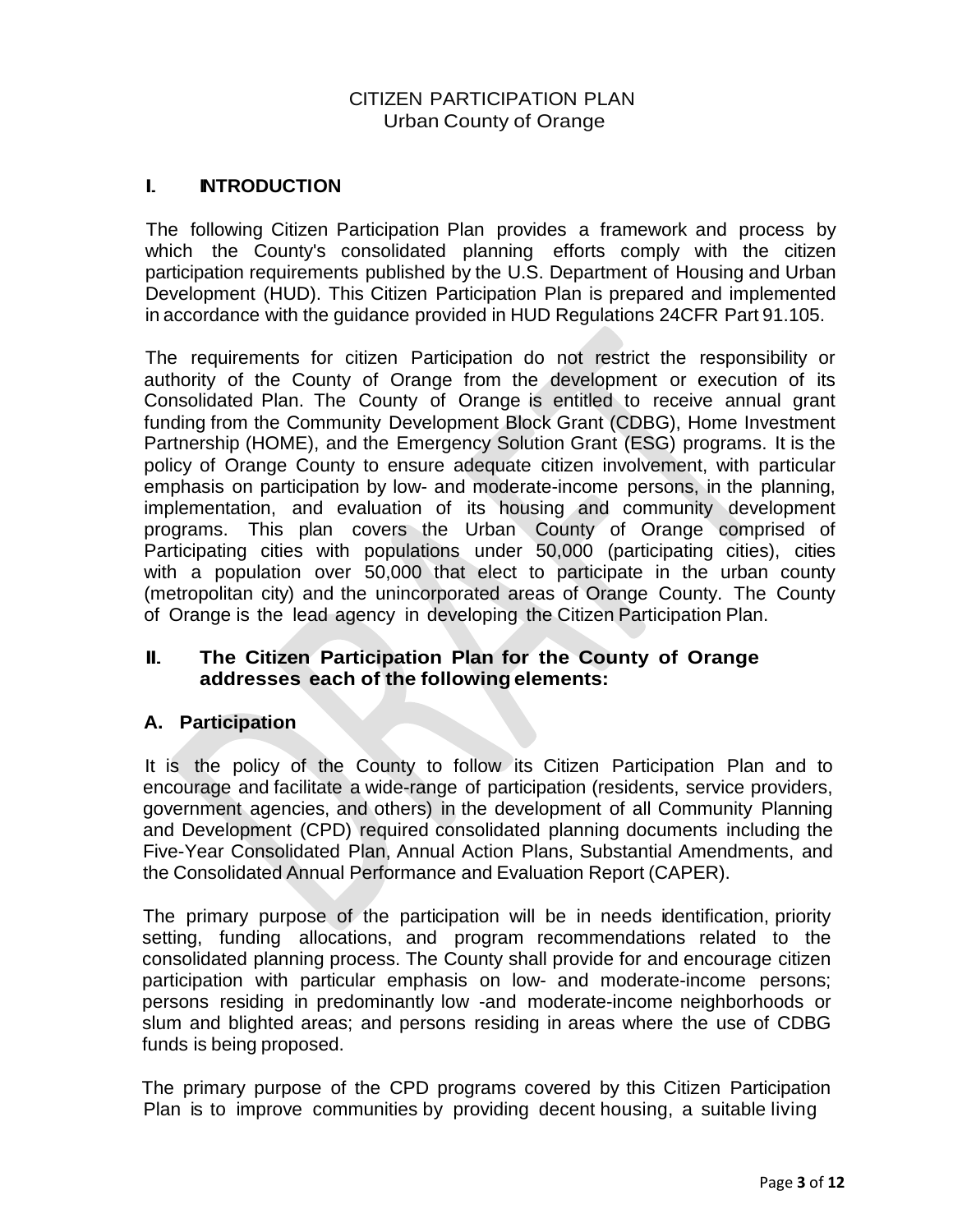CITIZEN PARTICIPATION PLAN
Urban County of Orange

## I. INTRODUCTION

The following Citizen Participation Plan provides a framework and process by which the County's consolidated planning efforts comply with the citizen participation requirements published by the U.S. Department of Housing and Urban Development (HUD). This Citizen Participation Plan is prepared and implemented in accordance with the guidance provided in HUD Regulations 24CFR Part 91.105.

The requirements for citizen Participation do not restrict the responsibility or authority of the County of Orange from the development or execution of its Consolidated Plan. The County of Orange is entitled to receive annual grant funding from the Community Development Block Grant (CDBG), Home Investment Partnership (HOME), and the Emergency Solution Grant (ESG) programs. It is the policy of Orange County to ensure adequate citizen involvement, with particular emphasis on participation by low- and moderate-income persons, in the planning, implementation, and evaluation of its housing and community development programs. This plan covers the Urban County of Orange comprised of Participating cities with populations under 50,000 (participating cities), cities with a population over 50,000 that elect to participate in the urban county (metropolitan city) and the unincorporated areas of Orange County. The County of Orange is the lead agency in developing the Citizen Participation Plan.

## II. The Citizen Participation Plan for the County of Orange addresses each of the following elements:

### A. Participation

It is the policy of the County to follow its Citizen Participation Plan and to encourage and facilitate a wide-range of participation (residents, service providers, government agencies, and others) in the development of all Community Planning and Development (CPD) required consolidated planning documents including the Five-Year Consolidated Plan, Annual Action Plans, Substantial Amendments, and the Consolidated Annual Performance and Evaluation Report (CAPER).

The primary purpose of the participation will be in needs identification, priority setting, funding allocations, and program recommendations related to the consolidated planning process. The County shall provide for and encourage citizen participation with particular emphasis on low- and moderate-income persons; persons residing in predominantly low -and moderate-income neighborhoods or slum and blighted areas; and persons residing in areas where the use of CDBG funds is being proposed.

The primary purpose of the CPD programs covered by this Citizen Participation Plan is to improve communities by providing decent housing, a suitable living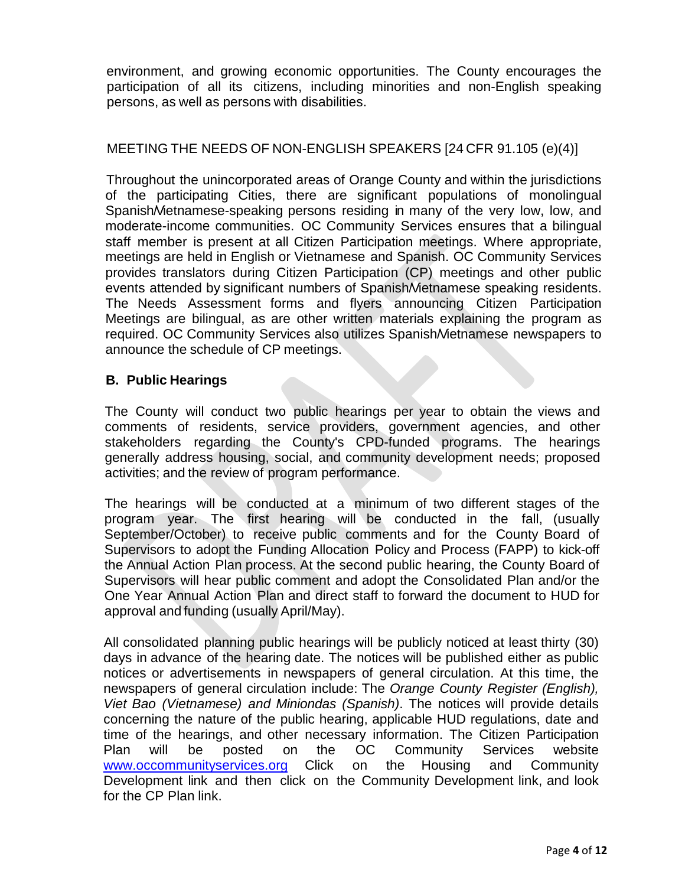environment, and growing economic opportunities. The County encourages the participation of all its citizens, including minorities and non-English speaking persons, as well as persons with disabilities.

MEETING THE NEEDS OF NON-ENGLISH SPEAKERS [24 CFR 91.105 (e)(4)]

Throughout the unincorporated areas of Orange County and within the jurisdictions of the participating Cities, there are significant populations of monolingual Spanish/Vietnamese-speaking persons residing in many of the very low, low, and moderate-income communities. OC Community Services ensures that a bilingual staff member is present at all Citizen Participation meetings. Where appropriate, meetings are held in English or Vietnamese and Spanish. OC Community Services provides translators during Citizen Participation (CP) meetings and other public events attended by significant numbers of Spanish/Vietnamese speaking residents. The Needs Assessment forms and flyers announcing Citizen Participation Meetings are bilingual, as are other written materials explaining the program as required. OC Community Services also utilizes Spanish/Vietnamese newspapers to announce the schedule of CP meetings.

**B. Public Hearings**

The County will conduct two public hearings per year to obtain the views and comments of residents, service providers, government agencies, and other stakeholders regarding the County's CPD-funded programs. The hearings generally address housing, social, and community development needs; proposed activities; and the review of program performance.

The hearings will be conducted at a minimum of two different stages of the program year. The first hearing will be conducted in the fall, (usually September/October) to receive public comments and for the County Board of Supervisors to adopt the Funding Allocation Policy and Process (FAPP) to kick-off the Annual Action Plan process. At the second public hearing, the County Board of Supervisors will hear public comment and adopt the Consolidated Plan and/or the One Year Annual Action Plan and direct staff to forward the document to HUD for approval and funding (usually April/May).

All consolidated planning public hearings will be publicly noticed at least thirty (30) days in advance of the hearing date. The notices will be published either as public notices or advertisements in newspapers of general circulation. At this time, the newspapers of general circulation include: The *Orange County Register (English), Viet Bao (Vietnamese) and Miniondas (Spanish)*. The notices will provide details concerning the nature of the public hearing, applicable HUD regulations, date and time of the hearings, and other necessary information. The Citizen Participation Plan will be posted on the OC Community Services website [www.occommunityservices.org](http://www.occommunityservices.org) Click on the Housing and Community Development link and then click on the Community Development link, and look for the CP Plan link.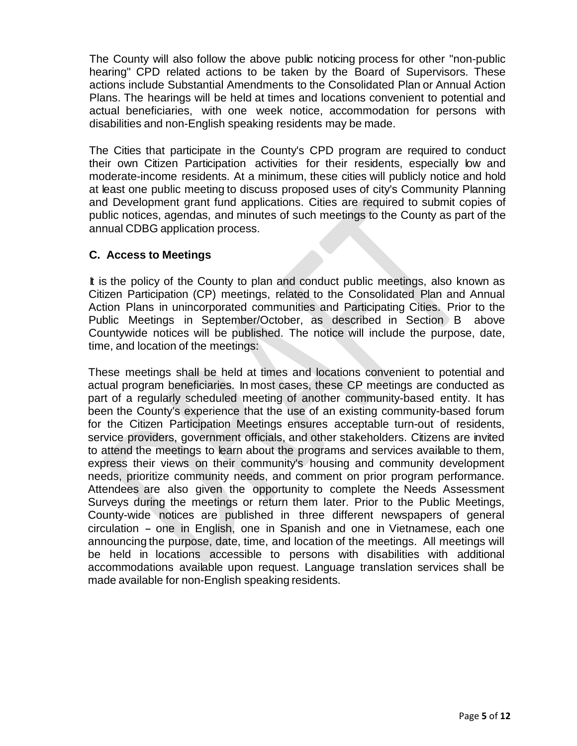The County will also follow the above public noticing process for other "non-public hearing" CPD related actions to be taken by the Board of Supervisors. These actions include Substantial Amendments to the Consolidated Plan or Annual Action Plans. The hearings will be held at times and locations convenient to potential and actual beneficiaries, with one week notice, accommodation for persons with disabilities and non-English speaking residents may be made.

The Cities that participate in the County's CPD program are required to conduct their own Citizen Participation activities for their residents, especially low and moderate-income residents. At a minimum, these cities will publicly notice and hold at least one public meeting to discuss proposed uses of city's Community Planning and Development grant fund applications. Cities are required to submit copies of public notices, agendas, and minutes of such meetings to the County as part of the annual CDBG application process.

### C. Access to Meetings

It is the policy of the County to plan and conduct public meetings, also known as Citizen Participation (CP) meetings, related to the Consolidated Plan and Annual Action Plans in unincorporated communities and Participating Cities. Prior to the Public Meetings in September/October, as described in Section B above Countywide notices will be published. The notice will include the purpose, date, time, and location of the meetings:

These meetings shall be held at times and locations convenient to potential and actual program beneficiaries. In most cases, these CP meetings are conducted as part of a regularly scheduled meeting of another community-based entity. It has been the County's experience that the use of an existing community-based forum for the Citizen Participation Meetings ensures acceptable turn-out of residents, service providers, government officials, and other stakeholders. Citizens are invited to attend the meetings to learn about the programs and services available to them, express their views on their community's housing and community development needs, prioritize community needs, and comment on prior program performance. Attendees are also given the opportunity to complete the Needs Assessment Surveys during the meetings or return them later. Prior to the Public Meetings, County-wide notices are published in three different newspapers of general circulation – one in English, one in Spanish and one in Vietnamese, each one announcing the purpose, date, time, and location of the meetings. All meetings will be held in locations accessible to persons with disabilities with additional accommodations available upon request. Language translation services shall be made available for non-English speaking residents.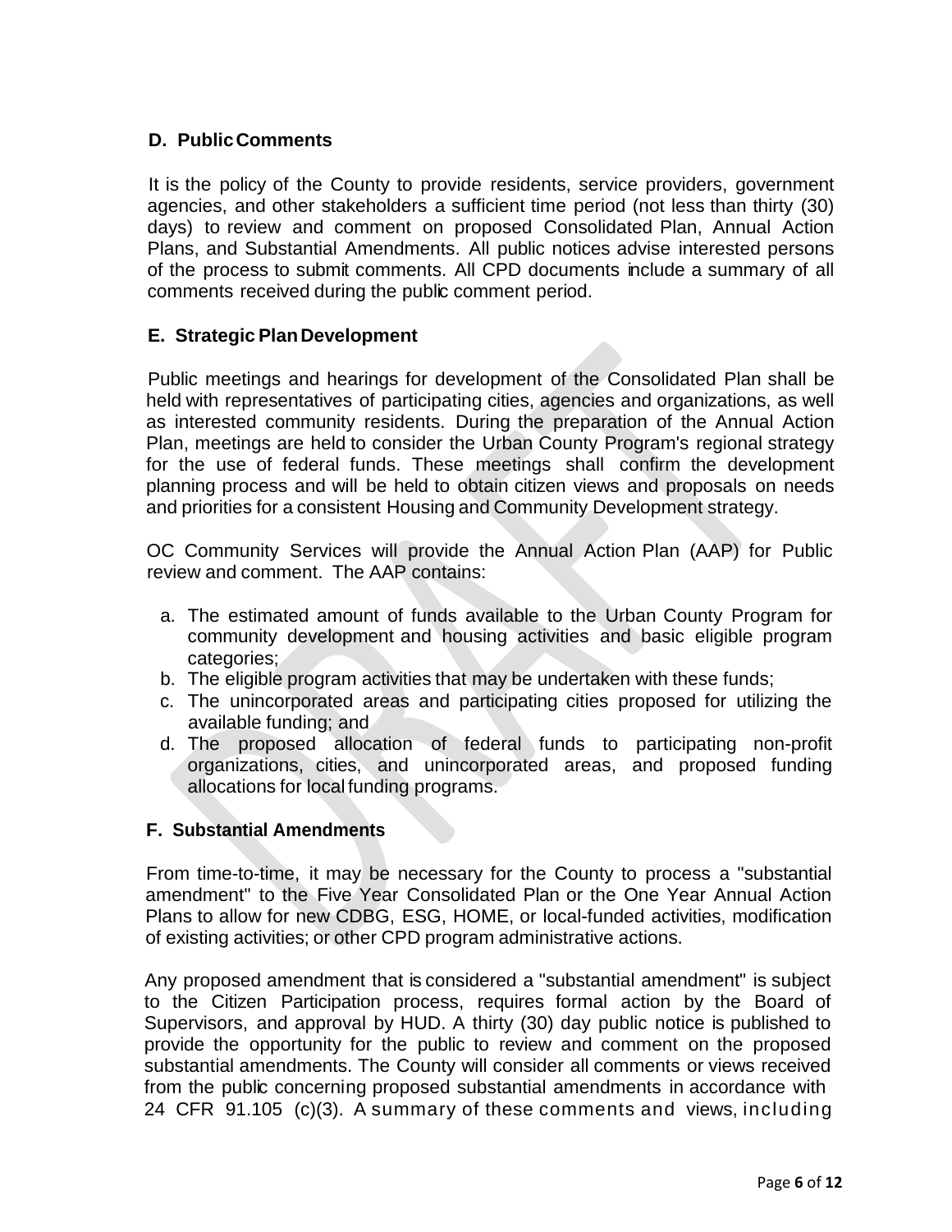### D. Public Comments

It is the policy of the County to provide residents, service providers, government agencies, and other stakeholders a sufficient time period (not less than thirty (30) days) to review and comment on proposed Consolidated Plan, Annual Action Plans, and Substantial Amendments. All public notices advise interested persons of the process to submit comments. All CPD documents include a summary of all comments received during the public comment period.

### E. Strategic Plan Development

Public meetings and hearings for development of the Consolidated Plan shall be held with representatives of participating cities, agencies and organizations, as well as interested community residents. During the preparation of the Annual Action Plan, meetings are held to consider the Urban County Program's regional strategy for the use of federal funds. These meetings shall confirm the development planning process and will be held to obtain citizen views and proposals on needs and priorities for a consistent Housing and Community Development strategy.

OC Community Services will provide the Annual Action Plan (AAP) for Public review and comment. The AAP contains:

a. The estimated amount of funds available to the Urban County Program for community development and housing activities and basic eligible program categories;
b. The eligible program activities that may be undertaken with these funds;
c. The unincorporated areas and participating cities proposed for utilizing the available funding; and
d. The proposed allocation of federal funds to participating non-profit organizations, cities, and unincorporated areas, and proposed funding allocations for local funding programs.

### F. Substantial Amendments

From time-to-time, it may be necessary for the County to process a "substantial amendment" to the Five Year Consolidated Plan or the One Year Annual Action Plans to allow for new CDBG, ESG, HOME, or local-funded activities, modification of existing activities; or other CPD program administrative actions.

Any proposed amendment that is considered a "substantial amendment" is subject to the Citizen Participation process, requires formal action by the Board of Supervisors, and approval by HUD. A thirty (30) day public notice is published to provide the opportunity for the public to review and comment on the proposed substantial amendments. The County will consider all comments or views received from the public concerning proposed substantial amendments in accordance with 24 CFR 91.105 (c)(3). A summary of these comments and views, including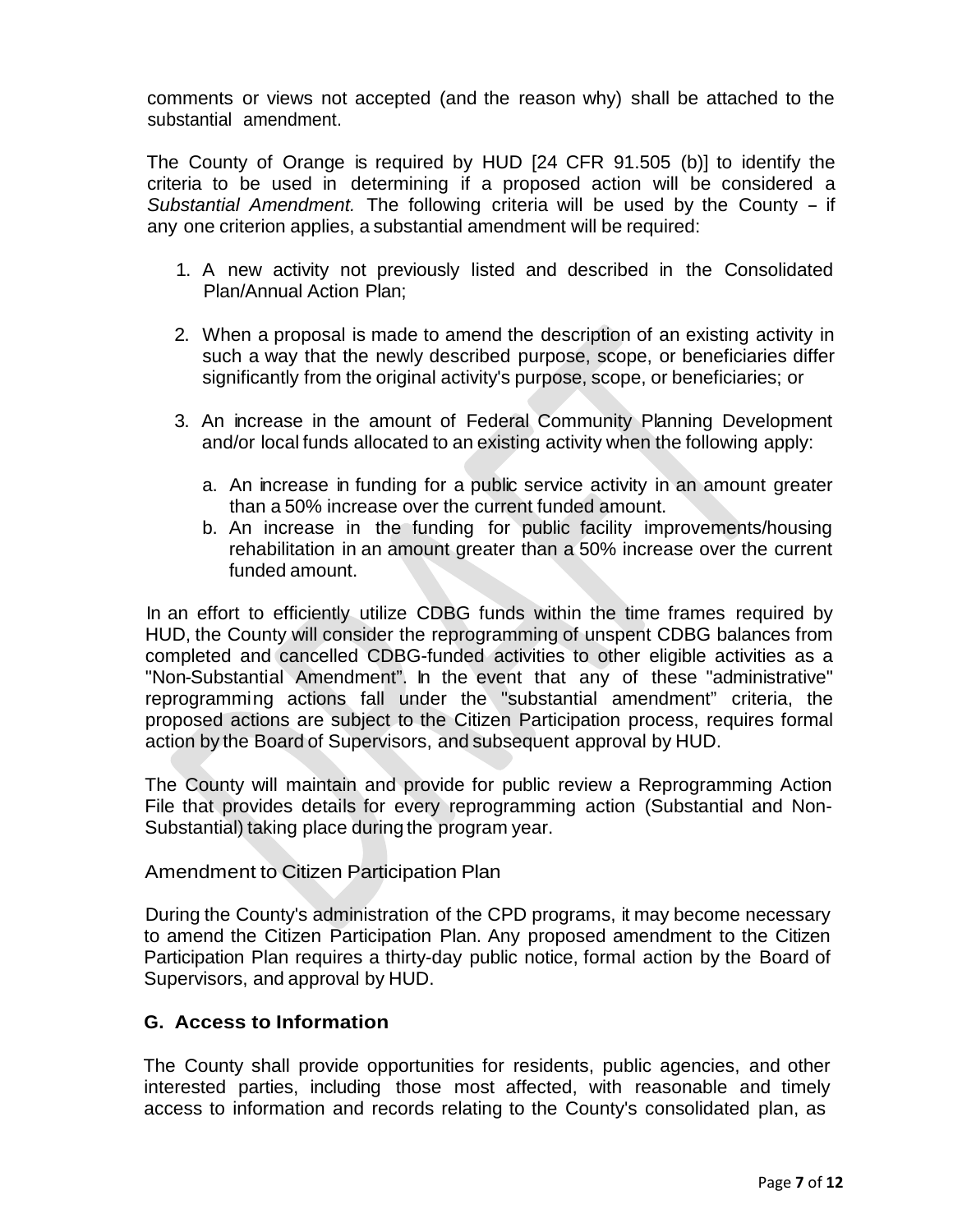comments or views not accepted (and the reason why) shall be attached to the substantial amendment.

The County of Orange is required by HUD [24 CFR 91.505 (b)] to identify the criteria to be used in determining if a proposed action will be considered a *Substantial Amendment.* The following criteria will be used by the County – if any one criterion applies, a substantial amendment will be required:

1. A new activity not previously listed and described in the Consolidated Plan/Annual Action Plan;

2. When a proposal is made to amend the description of an existing activity in such a way that the newly described purpose, scope, or beneficiaries differ significantly from the original activity's purpose, scope, or beneficiaries; or

3. An increase in the amount of Federal Community Planning Development and/or local funds allocated to an existing activity when the following apply:

   a. An increase in funding for a public service activity in an amount greater than a 50% increase over the current funded amount.
   b. An increase in the funding for public facility improvements/housing rehabilitation in an amount greater than a 50% increase over the current funded amount.

In an effort to efficiently utilize CDBG funds within the time frames required by HUD, the County will consider the reprogramming of unspent CDBG balances from completed and cancelled CDBG-funded activities to other eligible activities as a "Non-Substantial Amendment". In the event that any of these "administrative" reprogramming actions fall under the "substantial amendment" criteria, the proposed actions are subject to the Citizen Participation process, requires formal action by the Board of Supervisors, and subsequent approval by HUD.

The County will maintain and provide for public review a Reprogramming Action File that provides details for every reprogramming action (Substantial and Non-Substantial) taking place during the program year.

### Amendment to Citizen Participation Plan

During the County's administration of the CPD programs, it may become necessary to amend the Citizen Participation Plan. Any proposed amendment to the Citizen Participation Plan requires a thirty-day public notice, formal action by the Board of Supervisors, and approval by HUD.

## G. Access to Information

The County shall provide opportunities for residents, public agencies, and other interested parties, including those most affected, with reasonable and timely access to information and records relating to the County's consolidated plan, as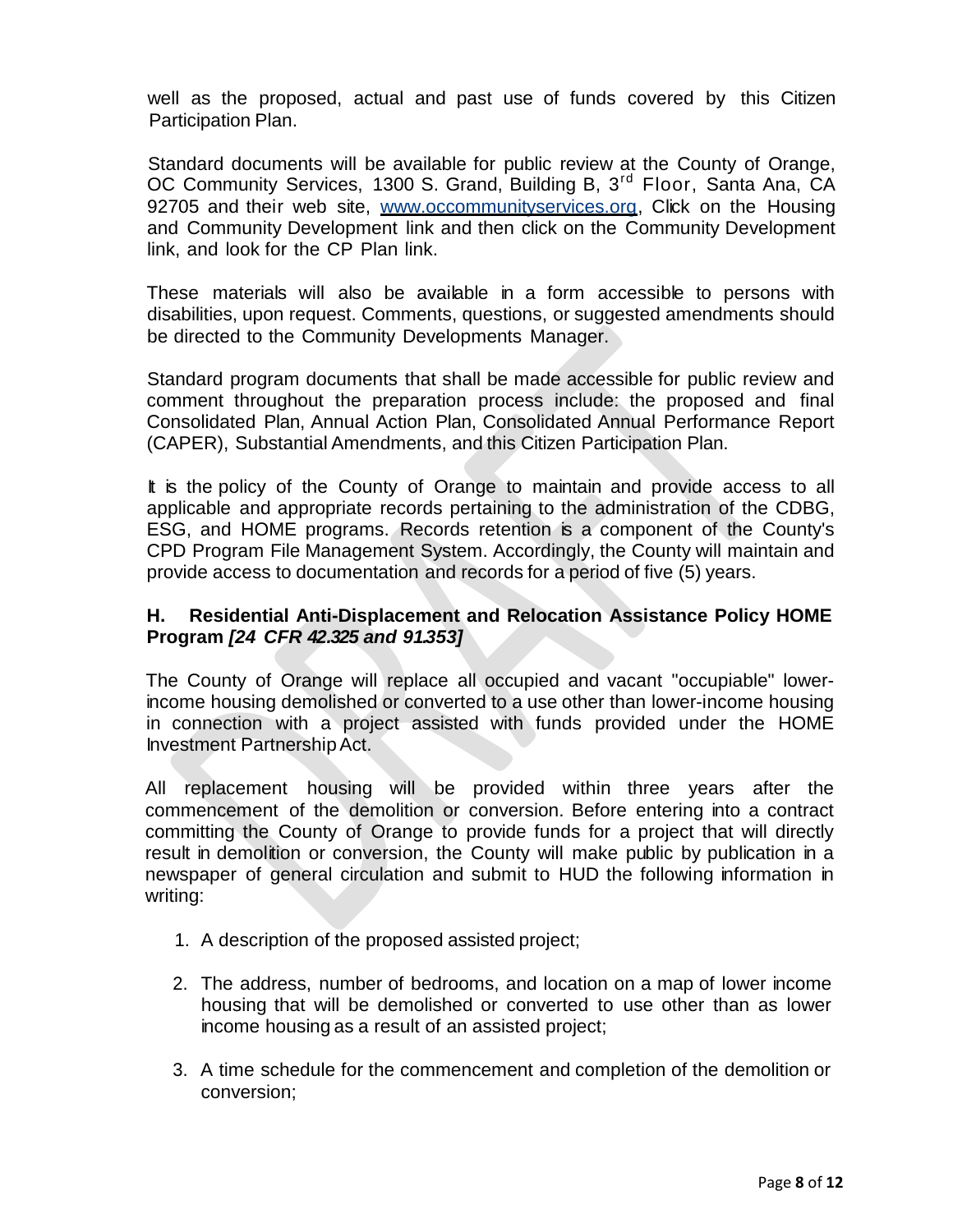well as the proposed, actual and past use of funds covered by this Citizen Participation Plan.

Standard documents will be available for public review at the County of Orange, OC Community Services, 1300 S. Grand, Building B, 3rd Floor, Santa Ana, CA 92705 and their web site, www.occommunityservices.org, Click on the Housing and Community Development link and then click on the Community Development link, and look for the CP Plan link.

These materials will also be available in a form accessible to persons with disabilities, upon request. Comments, questions, or suggested amendments should be directed to the Community Developments Manager.

Standard program documents that shall be made accessible for public review and comment throughout the preparation process include: the proposed and final Consolidated Plan, Annual Action Plan, Consolidated Annual Performance Report (CAPER), Substantial Amendments, and this Citizen Participation Plan.

It is the policy of the County of Orange to maintain and provide access to all applicable and appropriate records pertaining to the administration of the CDBG, ESG, and HOME programs. Records retention is a component of the County's CPD Program File Management System. Accordingly, the County will maintain and provide access to documentation and records for a period of five (5) years.

### H. Residential Anti-Displacement and Relocation Assistance Policy HOME Program *[24 CFR 42.325 and 91.353]*

The County of Orange will replace all occupied and vacant "occupiable" lower-income housing demolished or converted to a use other than lower-income housing in connection with a project assisted with funds provided under the HOME Investment Partnership Act.

All replacement housing will be provided within three years after the commencement of the demolition or conversion. Before entering into a contract committing the County of Orange to provide funds for a project that will directly result in demolition or conversion, the County will make public by publication in a newspaper of general circulation and submit to HUD the following information in writing:

1. A description of the proposed assisted project;
2. The address, number of bedrooms, and location on a map of lower income housing that will be demolished or converted to use other than as lower income housing as a result of an assisted project;
3. A time schedule for the commencement and completion of the demolition or conversion;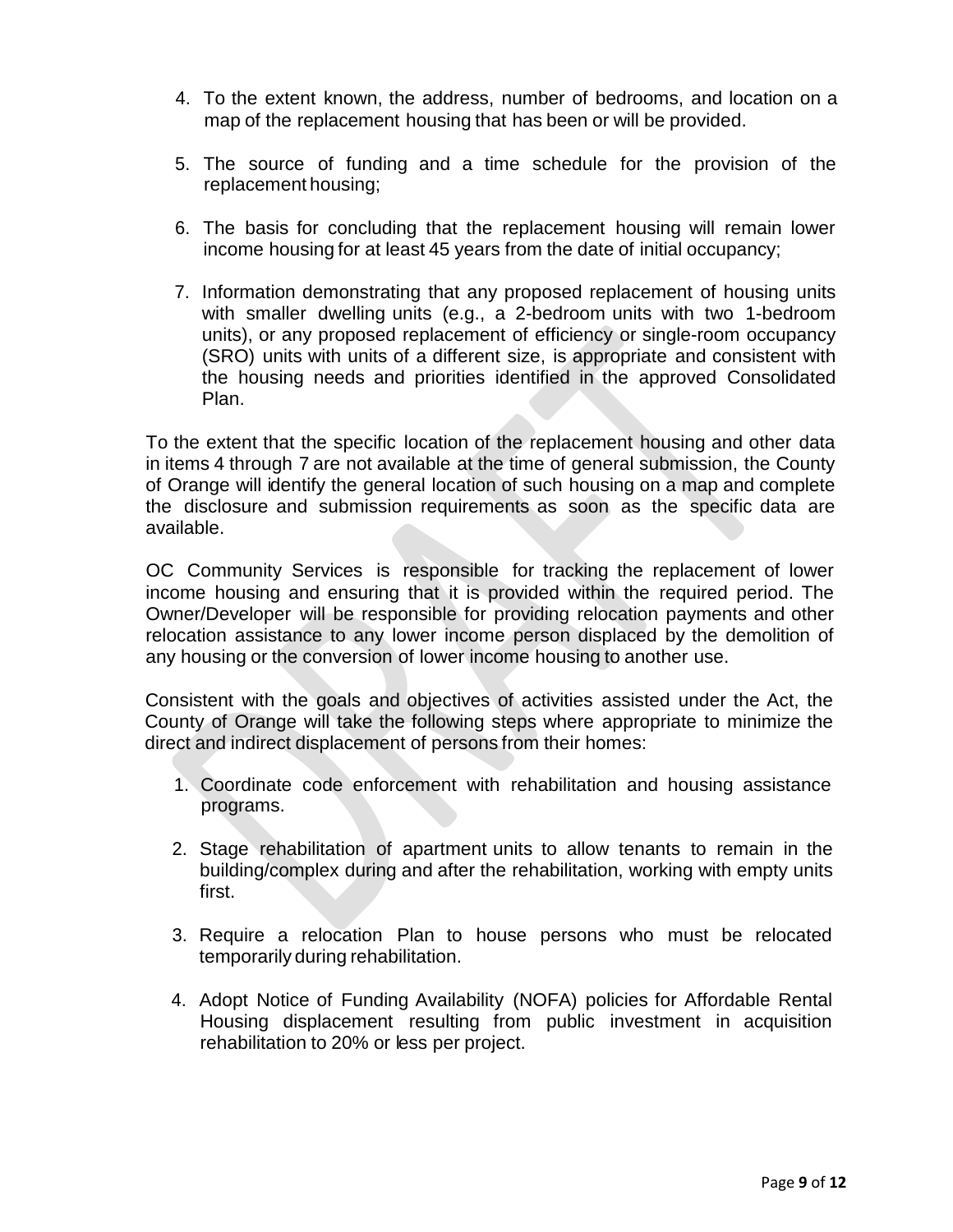4. To the extent known, the address, number of bedrooms, and location on a map of the replacement housing that has been or will be provided.

5. The source of funding and a time schedule for the provision of the replacement housing;

6. The basis for concluding that the replacement housing will remain lower income housing for at least 45 years from the date of initial occupancy;

7. Information demonstrating that any proposed replacement of housing units with smaller dwelling units (e.g., a 2-bedroom units with two 1-bedroom units), or any proposed replacement of efficiency or single-room occupancy (SRO) units with units of a different size, is appropriate and consistent with the housing needs and priorities identified in the approved Consolidated Plan.

To the extent that the specific location of the replacement housing and other data in items 4 through 7 are not available at the time of general submission, the County of Orange will identify the general location of such housing on a map and complete the disclosure and submission requirements as soon as the specific data are available.

OC Community Services is responsible for tracking the replacement of lower income housing and ensuring that it is provided within the required period. The Owner/Developer will be responsible for providing relocation payments and other relocation assistance to any lower income person displaced by the demolition of any housing or the conversion of lower income housing to another use.

Consistent with the goals and objectives of activities assisted under the Act, the County of Orange will take the following steps where appropriate to minimize the direct and indirect displacement of persons from their homes:

1. Coordinate code enforcement with rehabilitation and housing assistance programs.

2. Stage rehabilitation of apartment units to allow tenants to remain in the building/complex during and after the rehabilitation, working with empty units first.

3. Require a relocation Plan to house persons who must be relocated temporarily during rehabilitation.

4. Adopt Notice of Funding Availability (NOFA) policies for Affordable Rental Housing displacement resulting from public investment in acquisition rehabilitation to 20% or less per project.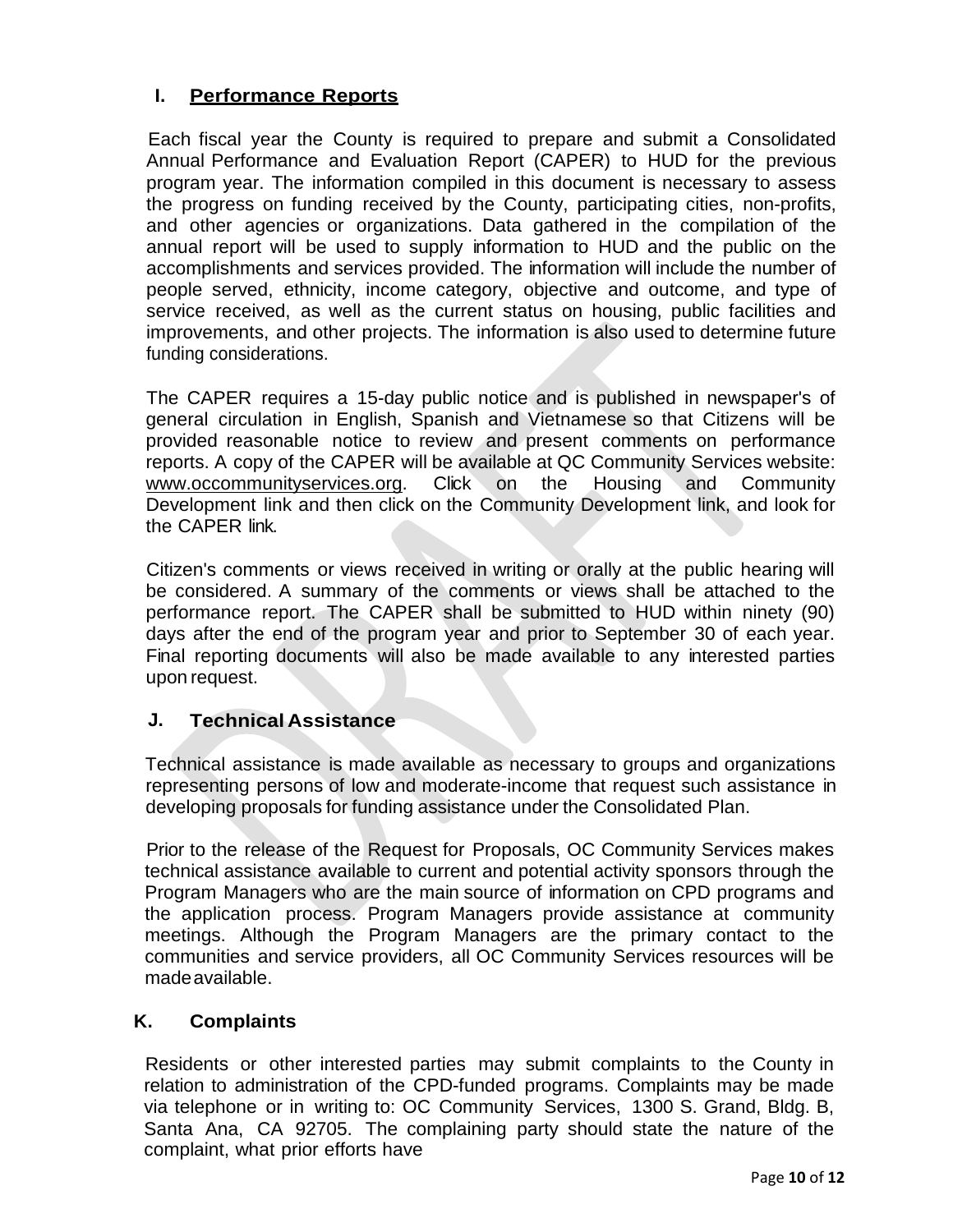## I. **Performance Reports**

Each fiscal year the County is required to prepare and submit a Consolidated Annual Performance and Evaluation Report (CAPER) to HUD for the previous program year. The information compiled in this document is necessary to assess the progress on funding received by the County, participating cities, non-profits, and other agencies or organizations. Data gathered in the compilation of the annual report will be used to supply information to HUD and the public on the accomplishments and services provided. The information will include the number of people served, ethnicity, income category, objective and outcome, and type of service received, as well as the current status on housing, public facilities and improvements, and other projects. The information is also used to determine future funding considerations.

The CAPER requires a 15-day public notice and is published in newspaper's of general circulation in English, Spanish and Vietnamese so that Citizens will be provided reasonable notice to review and present comments on performance reports. A copy of the CAPER will be available at QC Community Services website: www.occommunityservices.org. Click on the Housing and Community Development link and then click on the Community Development link, and look for the CAPER link.

Citizen's comments or views received in writing or orally at the public hearing will be considered. A summary of the comments or views shall be attached to the performance report. The CAPER shall be submitted to HUD within ninety (90) days after the end of the program year and prior to September 30 of each year. Final reporting documents will also be made available to any interested parties upon request.

## J. Technical Assistance

Technical assistance is made available as necessary to groups and organizations representing persons of low and moderate-income that request such assistance in developing proposals for funding assistance under the Consolidated Plan.

Prior to the release of the Request for Proposals, OC Community Services makes technical assistance available to current and potential activity sponsors through the Program Managers who are the main source of information on CPD programs and the application process. Program Managers provide assistance at community meetings. Although the Program Managers are the primary contact to the communities and service providers, all OC Community Services resources will be made available.

## K. Complaints

Residents or other interested parties may submit complaints to the County in relation to administration of the CPD-funded programs. Complaints may be made via telephone or in writing to: OC Community Services, 1300 S. Grand, Bldg. B, Santa Ana, CA 92705. The complaining party should state the nature of the complaint, what prior efforts have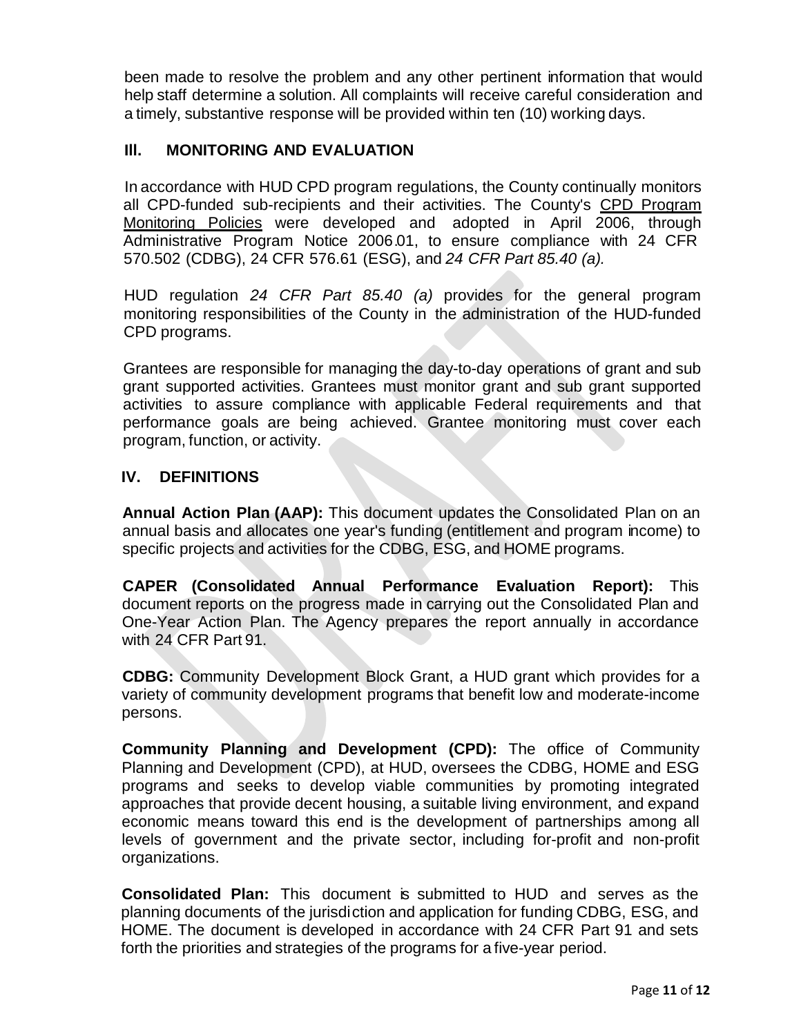been made to resolve the problem and any other pertinent information that would help staff determine a solution. All complaints will receive careful consideration and a timely, substantive response will be provided within ten (10) working days.

## III. MONITORING AND EVALUATION

In accordance with HUD CPD program regulations, the County continually monitors all CPD-funded sub-recipients and their activities. The County's CPD Program Monitoring Policies were developed and adopted in April 2006, through Administrative Program Notice 2006.01, to ensure compliance with 24 CFR 570.502 (CDBG), 24 CFR 576.61 (ESG), and *24 CFR Part 85.40 (a).*

HUD regulation *24 CFR Part 85.40 (a)* provides for the general program monitoring responsibilities of the County in the administration of the HUD-funded CPD programs.

Grantees are responsible for managing the day-to-day operations of grant and sub grant supported activities. Grantees must monitor grant and sub grant supported activities to assure compliance with applicable Federal requirements and that performance goals are being achieved. Grantee monitoring must cover each program, function, or activity.

## IV. DEFINITIONS

**Annual Action Plan (AAP):** This document updates the Consolidated Plan on an annual basis and allocates one year's funding (entitlement and program income) to specific projects and activities for the CDBG, ESG, and HOME programs.

**CAPER (Consolidated Annual Performance Evaluation Report):** This document reports on the progress made in carrying out the Consolidated Plan and One-Year Action Plan. The Agency prepares the report annually in accordance with 24 CFR Part 91.

**CDBG:** Community Development Block Grant, a HUD grant which provides for a variety of community development programs that benefit low and moderate-income persons.

**Community Planning and Development (CPD):** The office of Community Planning and Development (CPD), at HUD, oversees the CDBG, HOME and ESG programs and seeks to develop viable communities by promoting integrated approaches that provide decent housing, a suitable living environment, and expand economic means toward this end is the development of partnerships among all levels of government and the private sector, including for-profit and non-profit organizations.

**Consolidated Plan:** This document is submitted to HUD and serves as the planning documents of the jurisdiction and application for funding CDBG, ESG, and HOME. The document is developed in accordance with 24 CFR Part 91 and sets forth the priorities and strategies of the programs for a five-year period.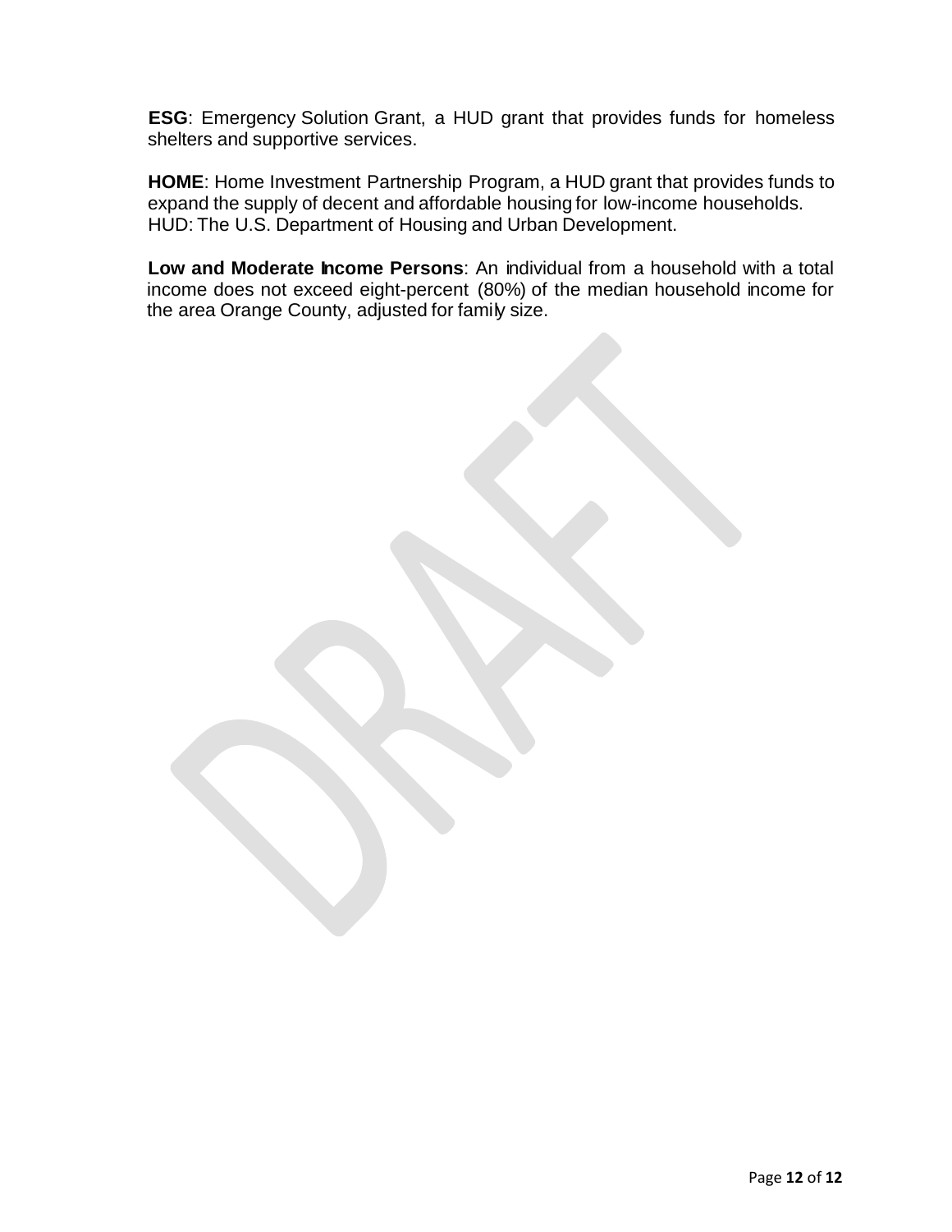**ESG**: Emergency Solution Grant, a HUD grant that provides funds for homeless shelters and supportive services.

**HOME**: Home Investment Partnership Program, a HUD grant that provides funds to expand the supply of decent and affordable housing for low-income households.
HUD: The U.S. Department of Housing and Urban Development.

**Low and Moderate Income Persons**: An individual from a household with a total income does not exceed eight-percent (80%) of the median household income for the area Orange County, adjusted for family size.